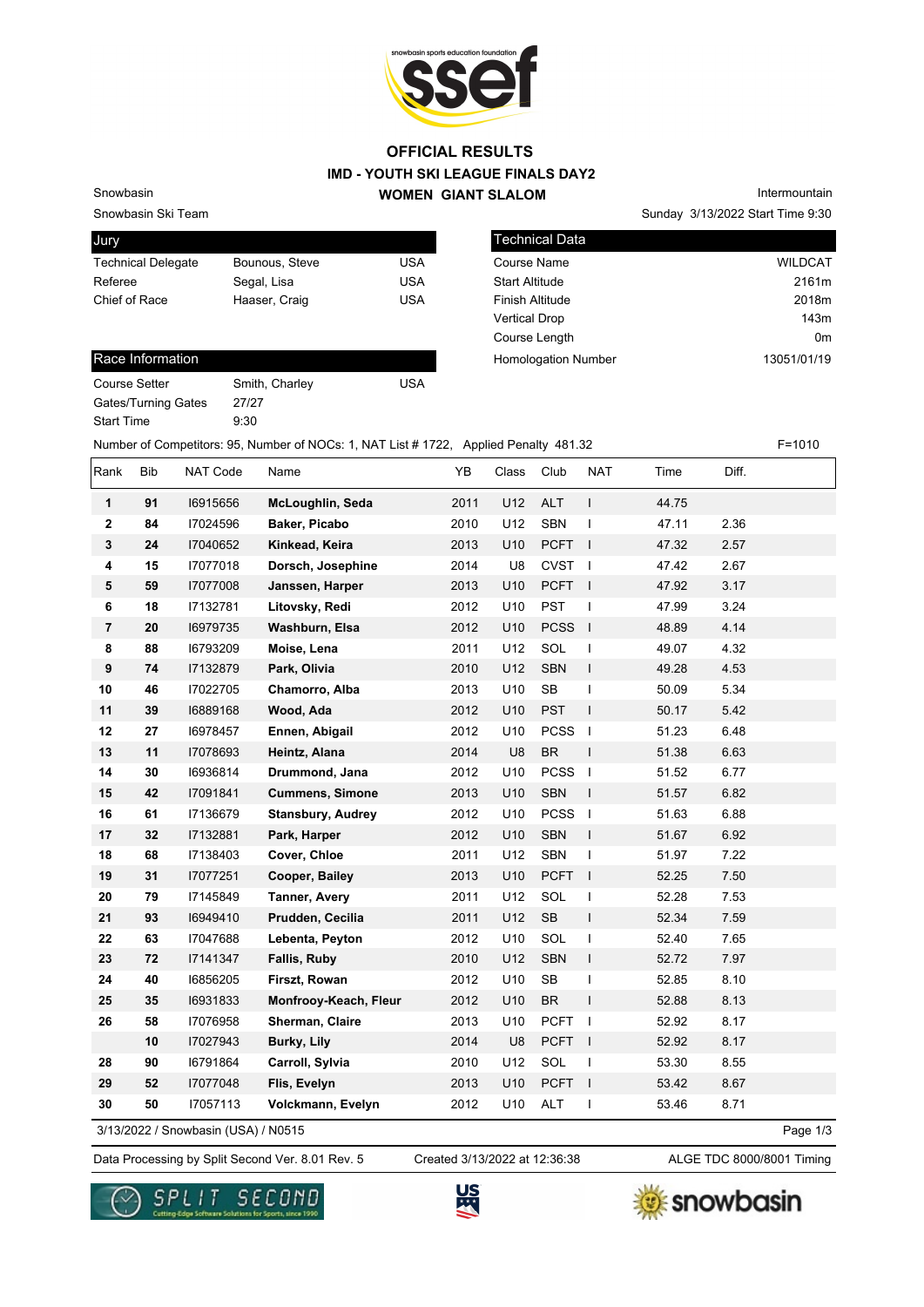# OFFICIAL RESULTS

## IMD - YOUTH SKI LEAGUE FINALS DAY2

## WOMEN GIANT SLALOM

Snowbasin

Snowbasin Ski Team

Intermountain

Sunday 3/13/2022 Start Time 9:30

| Jury | | |
|---|---|---|
| Technical Delegate | Bounous, Steve | USA |
| Referee | Segal, Lisa | USA |
| Chief of Race | Haaser, Craig | USA |

| Technical Data | |
|---|---|
| Course Name | WILDCAT |
| Start Altitude | 2161m |
| Finish Altitude | 2018m |
| Vertical Drop | 143m |
| Course Length | 0m |
| Homologation Number | 13051/01/19 |

| Race Information | | |
|---|---|---|
| Course Setter | Smith, Charley | USA |
| Gates/Turning Gates | 27/27 | |
| Start Time | 9:30 | |

Number of Competitors: 95, Number of NOCs: 1, NAT List # 1722, Applied Penalty 481.32 F=1010

| Rank | Bib | NAT Code | Name | YB | Class | Club | NAT | Time | Diff. |
|---|---|---|---|---|---|---|---|---|---|
| 1 | 91 | I6915656 | McLoughlin, Seda | 2011 | U12 | ALT | I | 44.75 | |
| 2 | 84 | I7024596 | Baker, Picabo | 2010 | U12 | SBN | I | 47.11 | 2.36 |
| 3 | 24 | I7040652 | Kinkead, Keira | 2013 | U10 | PCFT | I | 47.32 | 2.57 |
| 4 | 15 | I7077018 | Dorsch, Josephine | 2014 | U8 | CVST | I | 47.42 | 2.67 |
| 5 | 59 | I7077008 | Janssen, Harper | 2013 | U10 | PCFT | I | 47.92 | 3.17 |
| 6 | 18 | I7132781 | Litovsky, Redi | 2012 | U10 | PST | I | 47.99 | 3.24 |
| 7 | 20 | I6979735 | Washburn, Elsa | 2012 | U10 | PCSS | I | 48.89 | 4.14 |
| 8 | 88 | I6793209 | Moise, Lena | 2011 | U12 | SOL | I | 49.07 | 4.32 |
| 9 | 74 | I7132879 | Park, Olivia | 2010 | U12 | SBN | I | 49.28 | 4.53 |
| 10 | 46 | I7022705 | Chamorro, Alba | 2013 | U10 | SB | I | 50.09 | 5.34 |
| 11 | 39 | I6889168 | Wood, Ada | 2012 | U10 | PST | I | 50.17 | 5.42 |
| 12 | 27 | I6978457 | Ennen, Abigail | 2012 | U10 | PCSS | I | 51.23 | 6.48 |
| 13 | 11 | I7078693 | Heintz, Alana | 2014 | U8 | BR | I | 51.38 | 6.63 |
| 14 | 30 | I6936814 | Drummond, Jana | 2012 | U10 | PCSS | I | 51.52 | 6.77 |
| 15 | 42 | I7091841 | Cummens, Simone | 2013 | U10 | SBN | I | 51.57 | 6.82 |
| 16 | 61 | I7136679 | Stansbury, Audrey | 2012 | U10 | PCSS | I | 51.63 | 6.88 |
| 17 | 32 | I7132881 | Park, Harper | 2012 | U10 | SBN | I | 51.67 | 6.92 |
| 18 | 68 | I7138403 | Cover, Chloe | 2011 | U12 | SBN | I | 51.97 | 7.22 |
| 19 | 31 | I7077251 | Cooper, Bailey | 2013 | U10 | PCFT | I | 52.25 | 7.50 |
| 20 | 79 | I7145849 | Tanner, Avery | 2011 | U12 | SOL | I | 52.28 | 7.53 |
| 21 | 93 | I6949410 | Prudden, Cecilia | 2011 | U12 | SB | I | 52.34 | 7.59 |
| 22 | 63 | I7047688 | Lebenta, Peyton | 2012 | U10 | SOL | I | 52.40 | 7.65 |
| 23 | 72 | I7141347 | Fallis, Ruby | 2010 | U12 | SBN | I | 52.72 | 7.97 |
| 24 | 40 | I6856205 | Firszt, Rowan | 2012 | U10 | SB | I | 52.85 | 8.10 |
| 25 | 35 | I6931833 | Monfrooy-Keach, Fleur | 2012 | U10 | BR | I | 52.88 | 8.13 |
| 26 | 58 | I7076958 | Sherman, Claire | 2013 | U10 | PCFT | I | 52.92 | 8.17 |
| | 10 | I7027943 | Burky, Lily | 2014 | U8 | PCFT | I | 52.92 | 8.17 |
| 28 | 90 | I6791864 | Carroll, Sylvia | 2010 | U12 | SOL | I | 53.30 | 8.55 |
| 29 | 52 | I7077048 | Flis, Evelyn | 2013 | U10 | PCFT | I | 53.42 | 8.67 |
| 30 | 50 | I7057113 | Volckmann, Evelyn | 2012 | U10 | ALT | I | 53.46 | 8.71 |

3/13/2022 / Snowbasin (USA) / N0515

Data Processing by Split Second Ver. 8.01 Rev. 5 Created 3/13/2022 at 12:36:38 ALGE TDC 8000/8001 Timing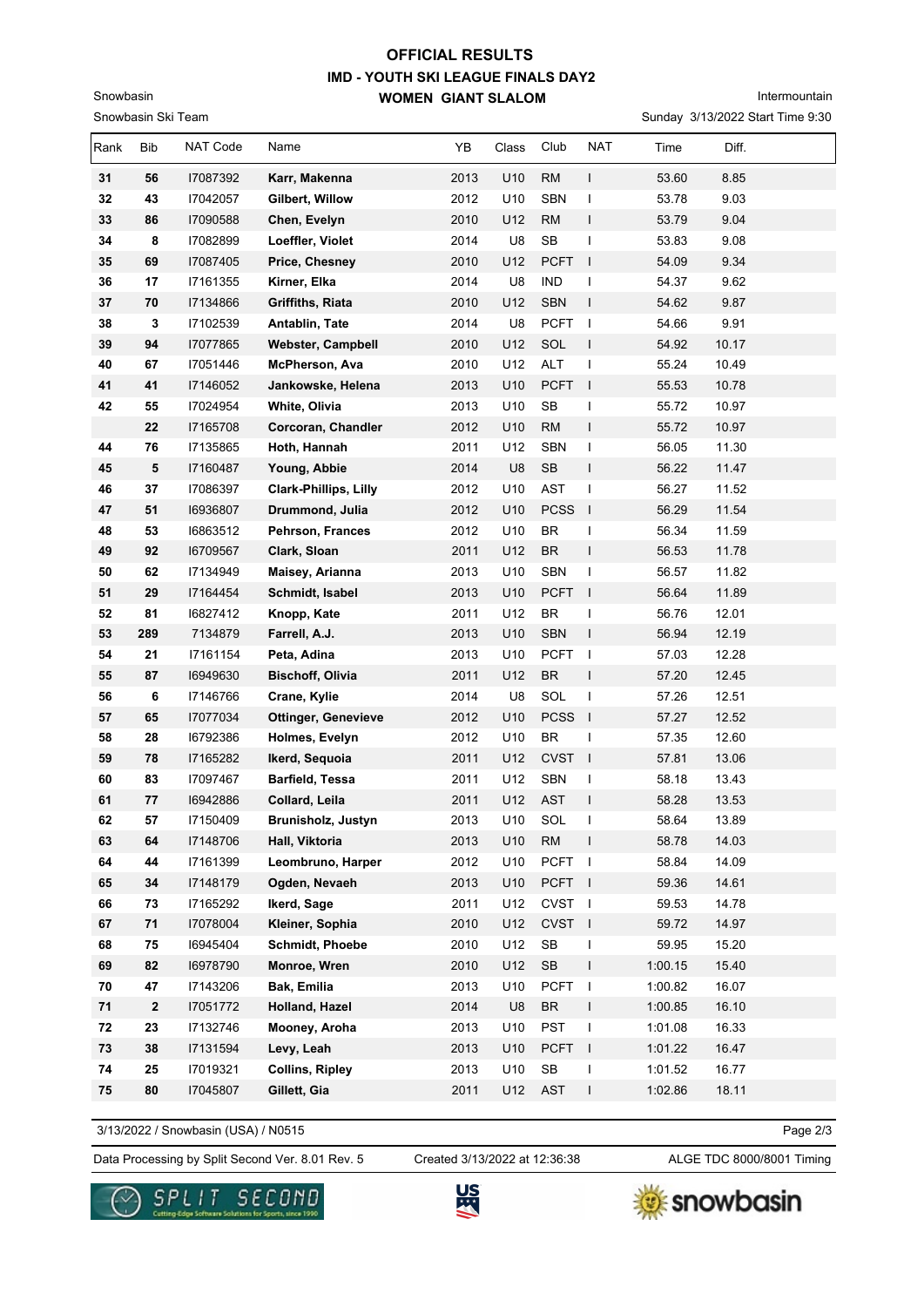# OFFICIAL RESULTS

## IMD - YOUTH SKI LEAGUE FINALS DAY2

### WOMEN GIANT SLALOM

Snowbasin
Snowbasin Ski Team

Intermountain
Sunday 3/13/2022 Start Time 9:30

| Rank | Bib | NAT Code | Name | YB | Class | Club | NAT | Time | Diff. |
|---|---|---|---|---|---|---|---|---|---|
| 31 | 56 | I7087392 | **Karr, Makenna** | 2013 | U10 | RM | I | 53.60 | 8.85 |
| 32 | 43 | I7042057 | **Gilbert, Willow** | 2012 | U10 | SBN | I | 53.78 | 9.03 |
| 33 | 86 | I7090588 | **Chen, Evelyn** | 2010 | U12 | RM | I | 53.79 | 9.04 |
| 34 | 8 | I7082899 | **Loeffler, Violet** | 2014 | U8 | SB | I | 53.83 | 9.08 |
| 35 | 69 | I7087405 | **Price, Chesney** | 2010 | U12 | PCFT | I | 54.09 | 9.34 |
| 36 | 17 | I7161355 | **Kirner, Elka** | 2014 | U8 | IND | I | 54.37 | 9.62 |
| 37 | 70 | I7134866 | **Griffiths, Riata** | 2010 | U12 | SBN | I | 54.62 | 9.87 |
| 38 | 3 | I7102539 | **Antablin, Tate** | 2014 | U8 | PCFT | I | 54.66 | 9.91 |
| 39 | 94 | I7077865 | **Webster, Campbell** | 2010 | U12 | SOL | I | 54.92 | 10.17 |
| 40 | 67 | I7051446 | **McPherson, Ava** | 2010 | U12 | ALT | I | 55.24 | 10.49 |
| 41 | 41 | I7146052 | **Jankowske, Helena** | 2013 | U10 | PCFT | I | 55.53 | 10.78 |
| 42 | 55 | I7024954 | **White, Olivia** | 2013 | U10 | SB | I | 55.72 | 10.97 |
| | 22 | I7165708 | **Corcoran, Chandler** | 2012 | U10 | RM | I | 55.72 | 10.97 |
| 44 | 76 | I7135865 | **Hoth, Hannah** | 2011 | U12 | SBN | I | 56.05 | 11.30 |
| 45 | 5 | I7160487 | **Young, Abbie** | 2014 | U8 | SB | I | 56.22 | 11.47 |
| 46 | 37 | I7086397 | **Clark-Phillips, Lilly** | 2012 | U10 | AST | I | 56.27 | 11.52 |
| 47 | 51 | I6936807 | **Drummond, Julia** | 2012 | U10 | PCSS | I | 56.29 | 11.54 |
| 48 | 53 | I6863512 | **Pehrson, Frances** | 2012 | U10 | BR | I | 56.34 | 11.59 |
| 49 | 92 | I6709567 | **Clark, Sloan** | 2011 | U12 | BR | I | 56.53 | 11.78 |
| 50 | 62 | I7134949 | **Maisey, Arianna** | 2013 | U10 | SBN | I | 56.57 | 11.82 |
| 51 | 29 | I7164454 | **Schmidt, Isabel** | 2013 | U10 | PCFT | I | 56.64 | 11.89 |
| 52 | 81 | I6827412 | **Knopp, Kate** | 2011 | U12 | BR | I | 56.76 | 12.01 |
| 53 | 289 | 7134879 | **Farrell, A.J.** | 2013 | U10 | SBN | I | 56.94 | 12.19 |
| 54 | 21 | I7161154 | **Peta, Adina** | 2013 | U10 | PCFT | I | 57.03 | 12.28 |
| 55 | 87 | I6949630 | **Bischoff, Olivia** | 2011 | U12 | BR | I | 57.20 | 12.45 |
| 56 | 6 | I7146766 | **Crane, Kylie** | 2014 | U8 | SOL | I | 57.26 | 12.51 |
| 57 | 65 | I7077034 | **Ottinger, Genevieve** | 2012 | U10 | PCSS | I | 57.27 | 12.52 |
| 58 | 28 | I6792386 | **Holmes, Evelyn** | 2012 | U10 | BR | I | 57.35 | 12.60 |
| 59 | 78 | I7165282 | **Ikerd, Sequoia** | 2011 | U12 | CVST | I | 57.81 | 13.06 |
| 60 | 83 | I7097467 | **Barfield, Tessa** | 2011 | U12 | SBN | I | 58.18 | 13.43 |
| 61 | 77 | I6942886 | **Collard, Leila** | 2011 | U12 | AST | I | 58.28 | 13.53 |
| 62 | 57 | I7150409 | **Brunisholz, Justyn** | 2013 | U10 | SOL | I | 58.64 | 13.89 |
| 63 | 64 | I7148706 | **Hall, Viktoria** | 2013 | U10 | RM | I | 58.78 | 14.03 |
| 64 | 44 | I7161399 | **Leombruno, Harper** | 2012 | U10 | PCFT | I | 58.84 | 14.09 |
| 65 | 34 | I7148179 | **Ogden, Nevaeh** | 2013 | U10 | PCFT | I | 59.36 | 14.61 |
| 66 | 73 | I7165292 | **Ikerd, Sage** | 2011 | U12 | CVST | I | 59.53 | 14.78 |
| 67 | 71 | I7078004 | **Kleiner, Sophia** | 2010 | U12 | CVST | I | 59.72 | 14.97 |
| 68 | 75 | I6945404 | **Schmidt, Phoebe** | 2010 | U12 | SB | I | 59.95 | 15.20 |
| 69 | 82 | I6978790 | **Monroe, Wren** | 2010 | U12 | SB | I | 1:00.15 | 15.40 |
| 70 | 47 | I7143206 | **Bak, Emilia** | 2013 | U10 | PCFT | I | 1:00.82 | 16.07 |
| 71 | 2 | I7051772 | **Holland, Hazel** | 2014 | U8 | BR | I | 1:00.85 | 16.10 |
| 72 | 23 | I7132746 | **Mooney, Aroha** | 2013 | U10 | PST | I | 1:01.08 | 16.33 |
| 73 | 38 | I7131594 | **Levy, Leah** | 2013 | U10 | PCFT | I | 1:01.22 | 16.47 |
| 74 | 25 | I7019321 | **Collins, Ripley** | 2013 | U10 | SB | I | 1:01.52 | 16.77 |
| 75 | 80 | I7045807 | **Gillett, Gia** | 2011 | U12 | AST | I | 1:02.86 | 18.11 |

3/13/2022 / Snowbasin (USA) / N0515

Data Processing by Split Second Ver. 8.01 Rev. 5 — Created 3/13/2022 at 12:36:38 — ALGE TDC 8000/8001 Timing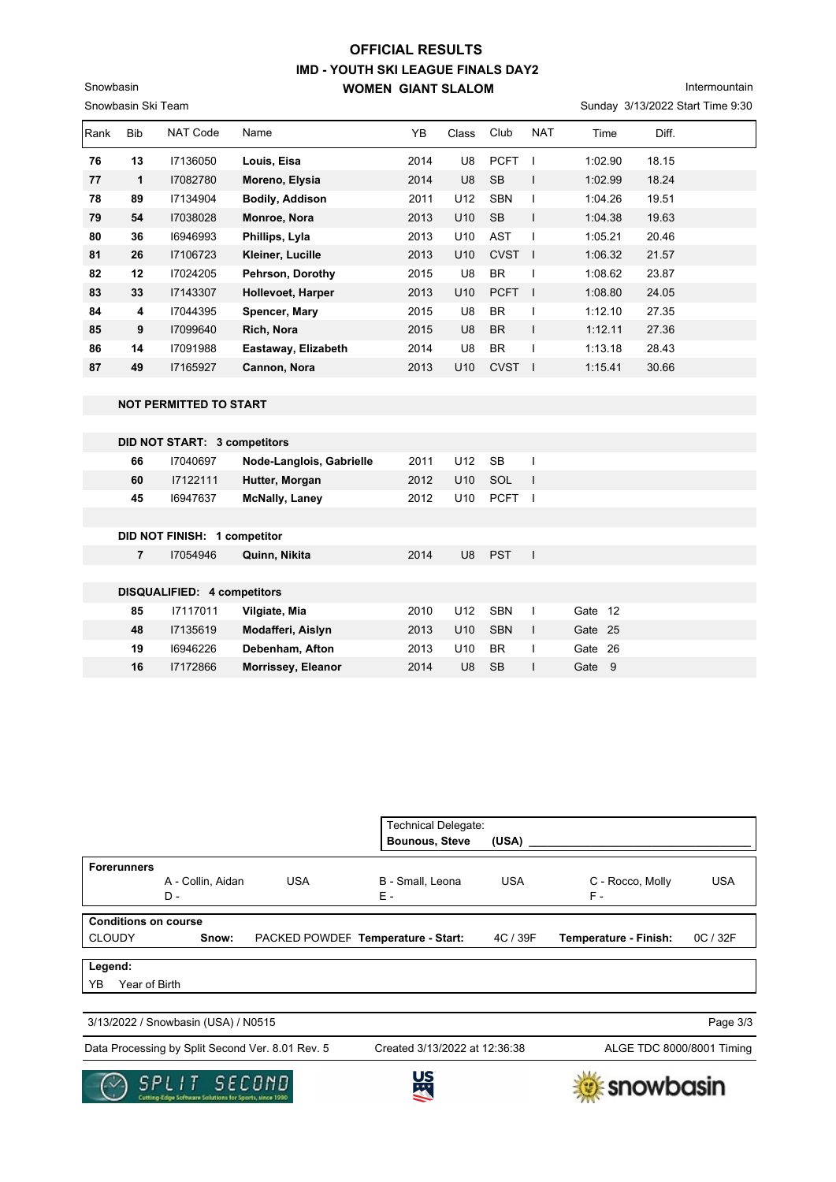# OFFICIAL RESULTS
## IMD - YOUTH SKI LEAGUE FINALS DAY2
### WOMEN GIANT SLALOM

Snowbasin
Snowbasin Ski Team

Intermountain
Sunday 3/13/2022 Start Time 9:30

| Rank | Bib | NAT Code | Name | YB | Class | Club | NAT | Time | Diff. |
|---|---|---|---|---|---|---|---|---|---|
| 76 | 13 | I7136050 | **Louis, Eisa** | 2014 | U8 | PCFT | I | 1:02.90 | 18.15 |
| 77 | 1 | I7082780 | **Moreno, Elysia** | 2014 | U8 | SB | I | 1:02.99 | 18.24 |
| 78 | 89 | I7134904 | **Bodily, Addison** | 2011 | U12 | SBN | I | 1:04.26 | 19.51 |
| 79 | 54 | I7038028 | **Monroe, Nora** | 2013 | U10 | SB | I | 1:04.38 | 19.63 |
| 80 | 36 | I6946993 | **Phillips, Lyla** | 2013 | U10 | AST | I | 1:05.21 | 20.46 |
| 81 | 26 | I7106723 | **Kleiner, Lucille** | 2013 | U10 | CVST | I | 1:06.32 | 21.57 |
| 82 | 12 | I7024205 | **Pehrson, Dorothy** | 2015 | U8 | BR | I | 1:08.62 | 23.87 |
| 83 | 33 | I7143307 | **Hollevoet, Harper** | 2013 | U10 | PCFT | I | 1:08.80 | 24.05 |
| 84 | 4 | I7044395 | **Spencer, Mary** | 2015 | U8 | BR | I | 1:12.10 | 27.35 |
| 85 | 9 | I7099640 | **Rich, Nora** | 2015 | U8 | BR | I | 1:12.11 | 27.36 |
| 86 | 14 | I7091988 | **Eastaway, Elizabeth** | 2014 | U8 | BR | I | 1:13.18 | 28.43 |
| 87 | 49 | I7165927 | **Cannon, Nora** | 2013 | U10 | CVST | I | 1:15.41 | 30.66 |

**NOT PERMITTED TO START**

**DID NOT START: 3 competitors**

| Bib | NAT Code | Name | YB | Class | Club | NAT |
|---|---|---|---|---|---|---|
| 66 | I7040697 | **Node-Langlois, Gabrielle** | 2011 | U12 | SB | I |
| 60 | I7122111 | **Hutter, Morgan** | 2012 | U10 | SOL | I |
| 45 | I6947637 | **McNally, Laney** | 2012 | U10 | PCFT | I |

**DID NOT FINISH: 1 competitor**

| Bib | NAT Code | Name | YB | Class | Club | NAT |
|---|---|---|---|---|---|---|
| 7 | I7054946 | **Quinn, Nikita** | 2014 | U8 | PST | I |

**DISQUALIFIED: 4 competitors**

| Bib | NAT Code | Name | YB | Class | Club | NAT | Reason |
|---|---|---|---|---|---|---|---|
| 85 | I7117011 | **Vilgiate, Mia** | 2010 | U12 | SBN | I | Gate 12 |
| 48 | I7135619 | **Modafferi, Aislyn** | 2013 | U10 | SBN | I | Gate 25 |
| 19 | I6946226 | **Debenham, Afton** | 2013 | U10 | BR | I | Gate 26 |
| 16 | I7172866 | **Morrissey, Eleanor** | 2014 | U8 | SB | I | Gate 9 |

Technical Delegate:
**Bounous, Steve** **(USA)**

**Forerunners**

| | | | | | |
|---|---|---|---|---|---|
| A - Collin, Aidan | USA | B - Small, Leona | USA | C - Rocco, Molly | USA |
| D - | | E - | | F - | |

**Conditions on course**

CLOUDY **Snow:** PACKED POWDER **Temperature - Start:** 4C / 39F **Temperature - Finish:** 0C / 32F

**Legend:**
YB Year of Birth

3/13/2022 / Snowbasin (USA) / N0515

Data Processing by Split Second Ver. 8.01 Rev. 5 Created 3/13/2022 at 12:36:38 ALGE TDC 8000/8001 Timing